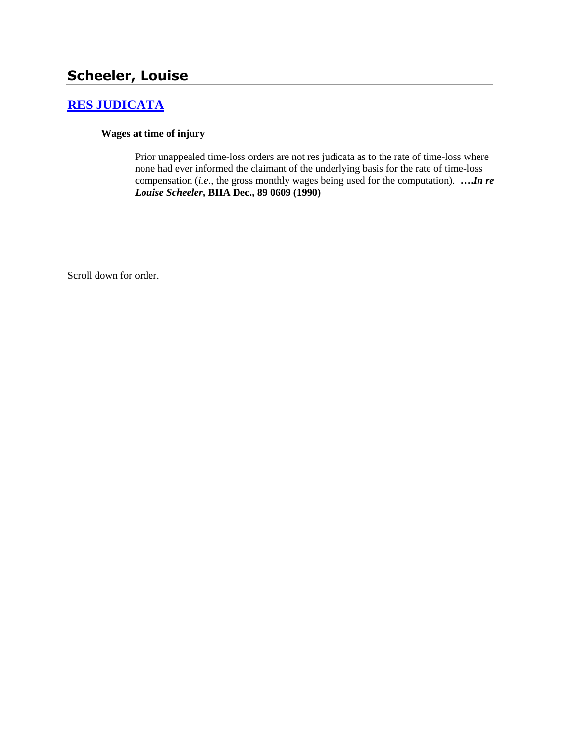## Scheeler, Louise

### [RES JUDICATA]

**Wages at time of injury**

> Prior unappealed time-loss orders are not res judicata as to the rate of time-loss where none had ever informed the claimant of the underlying basis for the rate of time-loss compensation (*i.e*., the gross monthly wages being used for the computation). ***….In re Louise Scheeler*, BIIA Dec., 89 0609 (1990)**

Scroll down for order.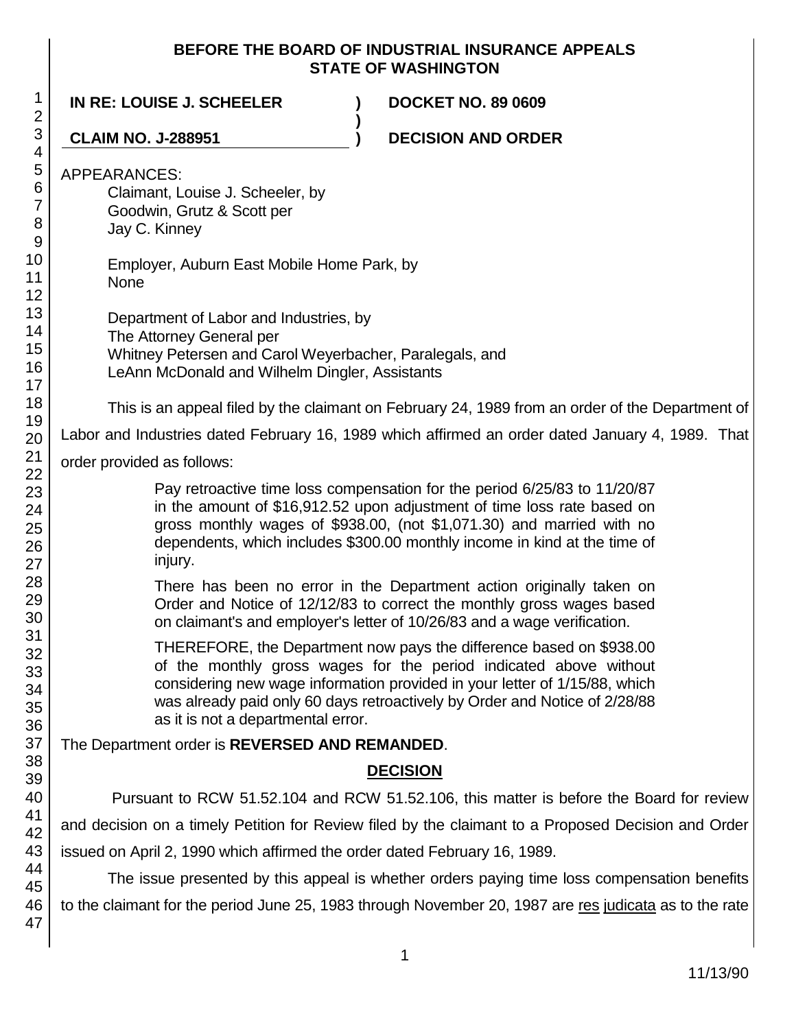# BEFORE THE BOARD OF INDUSTRIAL INSURANCE APPEALS
# STATE OF WASHINGTON

**IN RE: LOUISE J. SCHEELER** ) **DOCKET NO. 89 0609**
)
**CLAIM NO. J-288951** ) **DECISION AND ORDER**

APPEARANCES:

Claimant, Louise J. Scheeler, by
Goodwin, Grutz & Scott per
Jay C. Kinney

Employer, Auburn East Mobile Home Park, by
None

Department of Labor and Industries, by
The Attorney General per
Whitney Petersen and Carol Weyerbacher, Paralegals, and
LeAnn McDonald and Wilhelm Dingler, Assistants

This is an appeal filed by the claimant on February 24, 1989 from an order of the Department of Labor and Industries dated February 16, 1989 which affirmed an order dated January 4, 1989. That order provided as follows:

> Pay retroactive time loss compensation for the period 6/25/83 to 11/20/87 in the amount of $16,912.52 upon adjustment of time loss rate based on gross monthly wages of $938.00, (not $1,071.30) and married with no dependents, which includes $300.00 monthly income in kind at the time of injury.
>
> There has been no error in the Department action originally taken on Order and Notice of 12/12/83 to correct the monthly gross wages based on claimant's and employer's letter of 10/26/83 and a wage verification.
>
> THEREFORE, the Department now pays the difference based on $938.00 of the monthly gross wages for the period indicated above without considering new wage information provided in your letter of 1/15/88, which was already paid only 60 days retroactively by Order and Notice of 2/28/88 as it is not a departmental error.

The Department order is **REVERSED AND REMANDED**.

## DECISION

Pursuant to RCW 51.52.104 and RCW 51.52.106, this matter is before the Board for review and decision on a timely Petition for Review filed by the claimant to a Proposed Decision and Order issued on April 2, 1990 which affirmed the order dated February 16, 1989.

The issue presented by this appeal is whether orders paying time loss compensation benefits to the claimant for the period June 25, 1983 through November 20, 1987 are res judicata as to the rate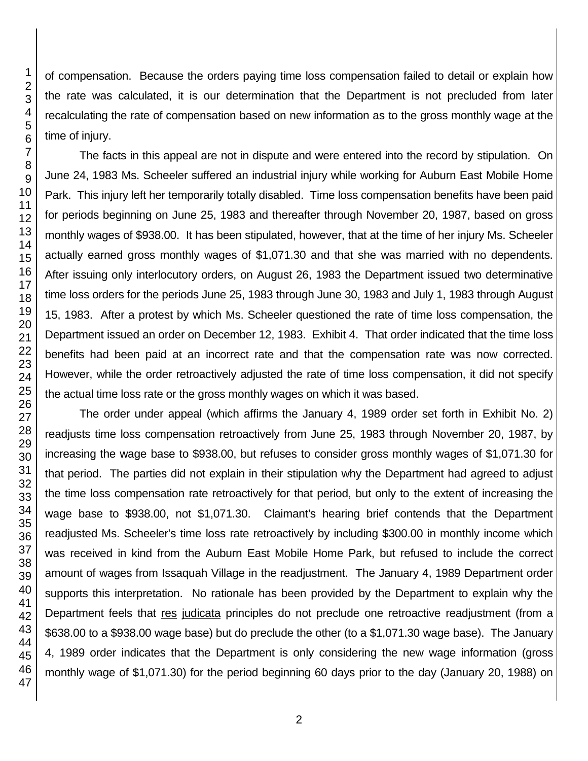of compensation. Because the orders paying time loss compensation failed to detail or explain how the rate was calculated, it is our determination that the Department is not precluded from later recalculating the rate of compensation based on new information as to the gross monthly wage at the time of injury.

The facts in this appeal are not in dispute and were entered into the record by stipulation. On June 24, 1983 Ms. Scheeler suffered an industrial injury while working for Auburn East Mobile Home Park. This injury left her temporarily totally disabled. Time loss compensation benefits have been paid for periods beginning on June 25, 1983 and thereafter through November 20, 1987, based on gross monthly wages of $938.00. It has been stipulated, however, that at the time of her injury Ms. Scheeler actually earned gross monthly wages of $1,071.30 and that she was married with no dependents. After issuing only interlocutory orders, on August 26, 1983 the Department issued two determinative time loss orders for the periods June 25, 1983 through June 30, 1983 and July 1, 1983 through August 15, 1983. After a protest by which Ms. Scheeler questioned the rate of time loss compensation, the Department issued an order on December 12, 1983. Exhibit 4. That order indicated that the time loss benefits had been paid at an incorrect rate and that the compensation rate was now corrected. However, while the order retroactively adjusted the rate of time loss compensation, it did not specify the actual time loss rate or the gross monthly wages on which it was based.

The order under appeal (which affirms the January 4, 1989 order set forth in Exhibit No. 2) readjusts time loss compensation retroactively from June 25, 1983 through November 20, 1987, by increasing the wage base to $938.00, but refuses to consider gross monthly wages of $1,071.30 for that period. The parties did not explain in their stipulation why the Department had agreed to adjust the time loss compensation rate retroactively for that period, but only to the extent of increasing the wage base to $938.00, not $1,071.30. Claimant's hearing brief contends that the Department readjusted Ms. Scheeler's time loss rate retroactively by including $300.00 in monthly income which was received in kind from the Auburn East Mobile Home Park, but refused to include the correct amount of wages from Issaquah Village in the readjustment. The January 4, 1989 Department order supports this interpretation. No rationale has been provided by the Department to explain why the Department feels that res judicata principles do not preclude one retroactive readjustment (from a $638.00 to a $938.00 wage base) but do preclude the other (to a $1,071.30 wage base). The January 4, 1989 order indicates that the Department is only considering the new wage information (gross monthly wage of $1,071.30) for the period beginning 60 days prior to the day (January 20, 1988) on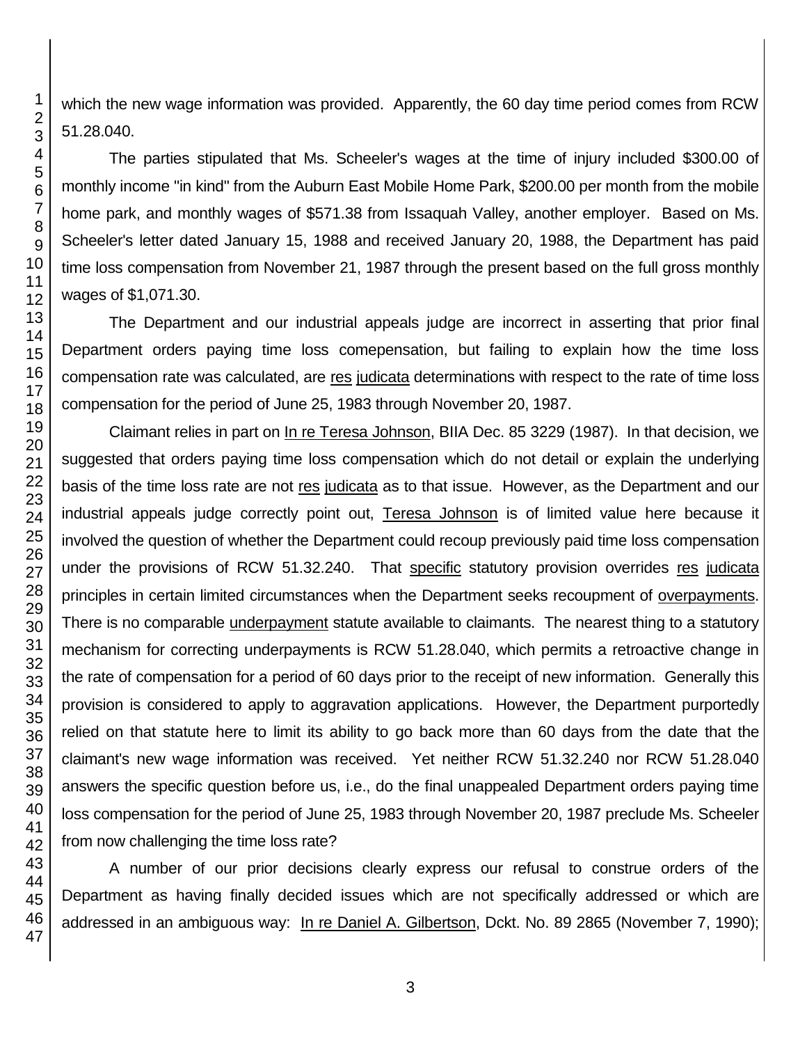which the new wage information was provided. Apparently, the 60 day time period comes from RCW 51.28.040.

The parties stipulated that Ms. Scheeler's wages at the time of injury included $300.00 of monthly income "in kind" from the Auburn East Mobile Home Park, $200.00 per month from the mobile home park, and monthly wages of $571.38 from Issaquah Valley, another employer. Based on Ms. Scheeler's letter dated January 15, 1988 and received January 20, 1988, the Department has paid time loss compensation from November 21, 1987 through the present based on the full gross monthly wages of $1,071.30.

The Department and our industrial appeals judge are incorrect in asserting that prior final Department orders paying time loss comepensation, but failing to explain how the time loss compensation rate was calculated, are res judicata determinations with respect to the rate of time loss compensation for the period of June 25, 1983 through November 20, 1987.

Claimant relies in part on In re Teresa Johnson, BIIA Dec. 85 3229 (1987). In that decision, we suggested that orders paying time loss compensation which do not detail or explain the underlying basis of the time loss rate are not res judicata as to that issue. However, as the Department and our industrial appeals judge correctly point out, Teresa Johnson is of limited value here because it involved the question of whether the Department could recoup previously paid time loss compensation under the provisions of RCW 51.32.240. That specific statutory provision overrides res judicata principles in certain limited circumstances when the Department seeks recoupment of overpayments. There is no comparable underpayment statute available to claimants. The nearest thing to a statutory mechanism for correcting underpayments is RCW 51.28.040, which permits a retroactive change in the rate of compensation for a period of 60 days prior to the receipt of new information. Generally this provision is considered to apply to aggravation applications. However, the Department purportedly relied on that statute here to limit its ability to go back more than 60 days from the date that the claimant's new wage information was received. Yet neither RCW 51.32.240 nor RCW 51.28.040 answers the specific question before us, i.e., do the final unappealed Department orders paying time loss compensation for the period of June 25, 1983 through November 20, 1987 preclude Ms. Scheeler from now challenging the time loss rate?

A number of our prior decisions clearly express our refusal to construe orders of the Department as having finally decided issues which are not specifically addressed or which are addressed in an ambiguous way: In re Daniel A. Gilbertson, Dckt. No. 89 2865 (November 7, 1990);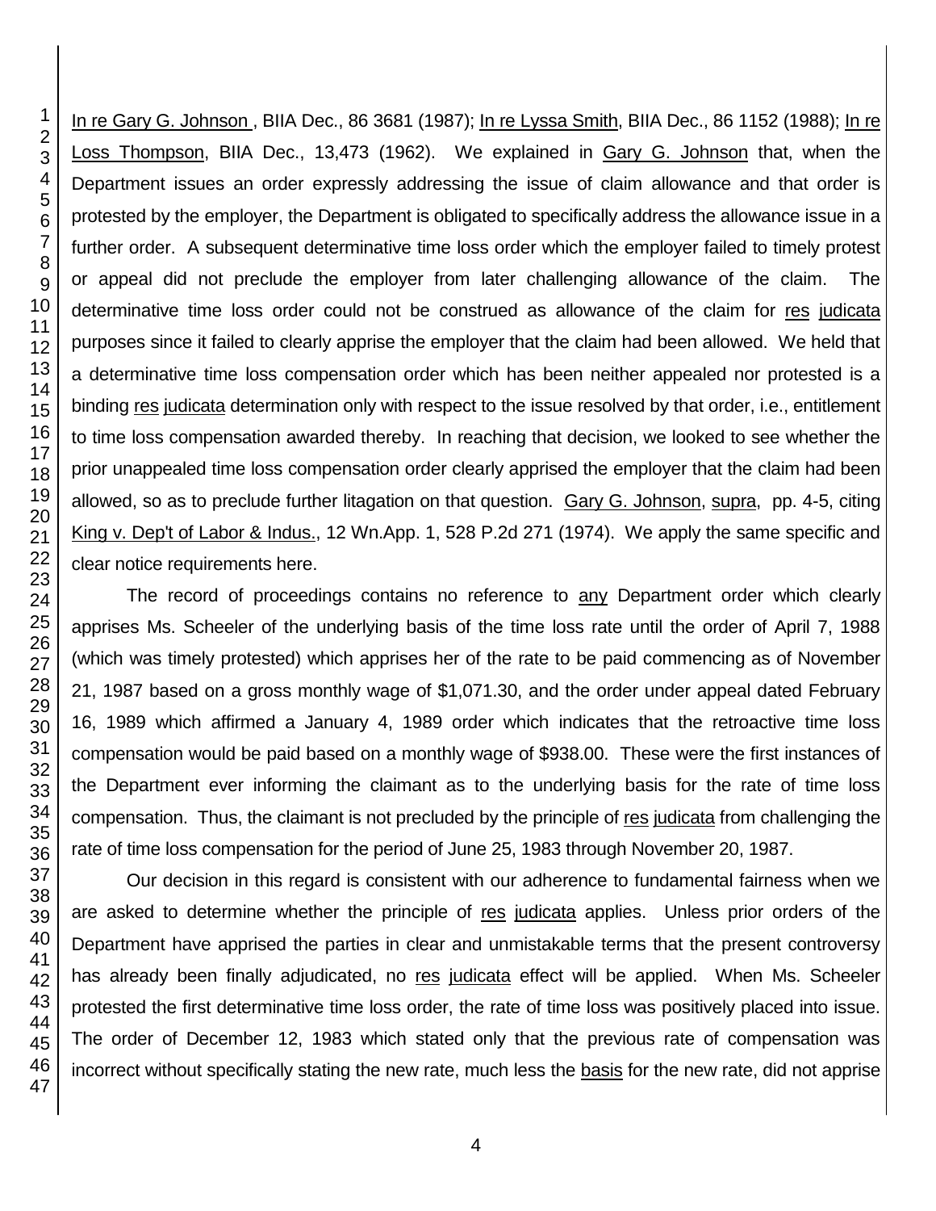In re Gary G. Johnson , BIIA Dec., 86 3681 (1987); In re Lyssa Smith, BIIA Dec., 86 1152 (1988); In re Loss Thompson, BIIA Dec., 13,473 (1962). We explained in Gary G. Johnson that, when the Department issues an order expressly addressing the issue of claim allowance and that order is protested by the employer, the Department is obligated to specifically address the allowance issue in a further order. A subsequent determinative time loss order which the employer failed to timely protest or appeal did not preclude the employer from later challenging allowance of the claim. The determinative time loss order could not be construed as allowance of the claim for res judicata purposes since it failed to clearly apprise the employer that the claim had been allowed. We held that a determinative time loss compensation order which has been neither appealed nor protested is a binding res judicata determination only with respect to the issue resolved by that order, i.e., entitlement to time loss compensation awarded thereby. In reaching that decision, we looked to see whether the prior unappealed time loss compensation order clearly apprised the employer that the claim had been allowed, so as to preclude further litagation on that question. Gary G. Johnson, supra, pp. 4-5, citing King v. Dep't of Labor & Indus., 12 Wn.App. 1, 528 P.2d 271 (1974). We apply the same specific and clear notice requirements here.

The record of proceedings contains no reference to any Department order which clearly apprises Ms. Scheeler of the underlying basis of the time loss rate until the order of April 7, 1988 (which was timely protested) which apprises her of the rate to be paid commencing as of November 21, 1987 based on a gross monthly wage of $1,071.30, and the order under appeal dated February 16, 1989 which affirmed a January 4, 1989 order which indicates that the retroactive time loss compensation would be paid based on a monthly wage of $938.00. These were the first instances of the Department ever informing the claimant as to the underlying basis for the rate of time loss compensation. Thus, the claimant is not precluded by the principle of res judicata from challenging the rate of time loss compensation for the period of June 25, 1983 through November 20, 1987.

Our decision in this regard is consistent with our adherence to fundamental fairness when we are asked to determine whether the principle of res judicata applies. Unless prior orders of the Department have apprised the parties in clear and unmistakable terms that the present controversy has already been finally adjudicated, no res judicata effect will be applied. When Ms. Scheeler protested the first determinative time loss order, the rate of time loss was positively placed into issue. The order of December 12, 1983 which stated only that the previous rate of compensation was incorrect without specifically stating the new rate, much less the basis for the new rate, did not apprise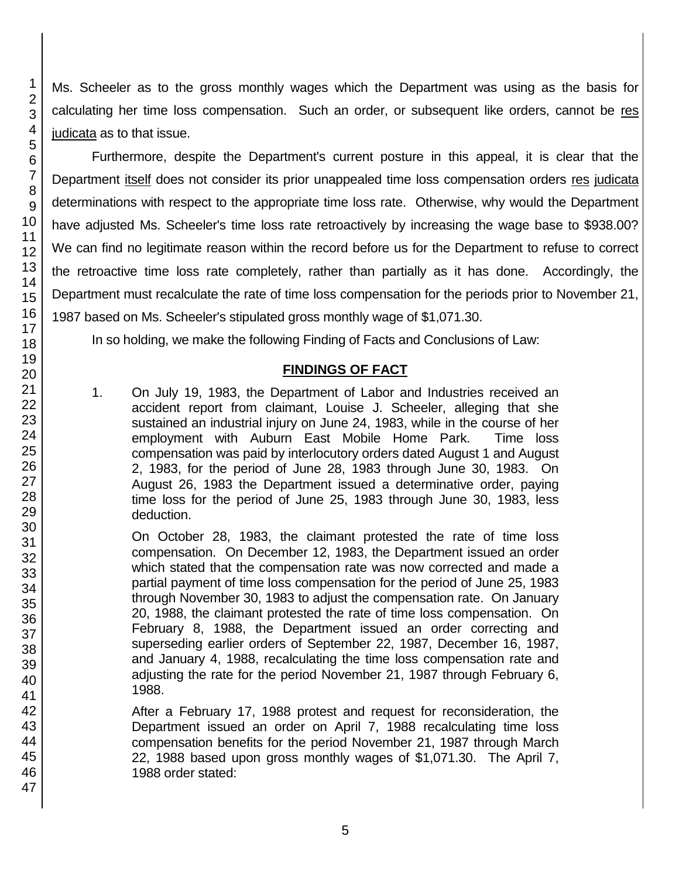Ms. Scheeler as to the gross monthly wages which the Department was using as the basis for calculating her time loss compensation. Such an order, or subsequent like orders, cannot be res judicata as to that issue.

Furthermore, despite the Department's current posture in this appeal, it is clear that the Department itself does not consider its prior unappealed time loss compensation orders res judicata determinations with respect to the appropriate time loss rate. Otherwise, why would the Department have adjusted Ms. Scheeler's time loss rate retroactively by increasing the wage base to $938.00? We can find no legitimate reason within the record before us for the Department to refuse to correct the retroactive time loss rate completely, rather than partially as it has done. Accordingly, the Department must recalculate the rate of time loss compensation for the periods prior to November 21, 1987 based on Ms. Scheeler's stipulated gross monthly wage of $1,071.30.

In so holding, we make the following Finding of Facts and Conclusions of Law:

## FINDINGS OF FACT

1. On July 19, 1983, the Department of Labor and Industries received an accident report from claimant, Louise J. Scheeler, alleging that she sustained an industrial injury on June 24, 1983, while in the course of her employment with Auburn East Mobile Home Park. Time loss compensation was paid by interlocutory orders dated August 1 and August 2, 1983, for the period of June 28, 1983 through June 30, 1983. On August 26, 1983 the Department issued a determinative order, paying time loss for the period of June 25, 1983 through June 30, 1983, less deduction.

   On October 28, 1983, the claimant protested the rate of time loss compensation. On December 12, 1983, the Department issued an order which stated that the compensation rate was now corrected and made a partial payment of time loss compensation for the period of June 25, 1983 through November 30, 1983 to adjust the compensation rate. On January 20, 1988, the claimant protested the rate of time loss compensation. On February 8, 1988, the Department issued an order correcting and superseding earlier orders of September 22, 1987, December 16, 1987, and January 4, 1988, recalculating the time loss compensation rate and adjusting the rate for the period November 21, 1987 through February 6, 1988.

   After a February 17, 1988 protest and request for reconsideration, the Department issued an order on April 7, 1988 recalculating time loss compensation benefits for the period November 21, 1987 through March 22, 1988 based upon gross monthly wages of $1,071.30. The April 7, 1988 order stated: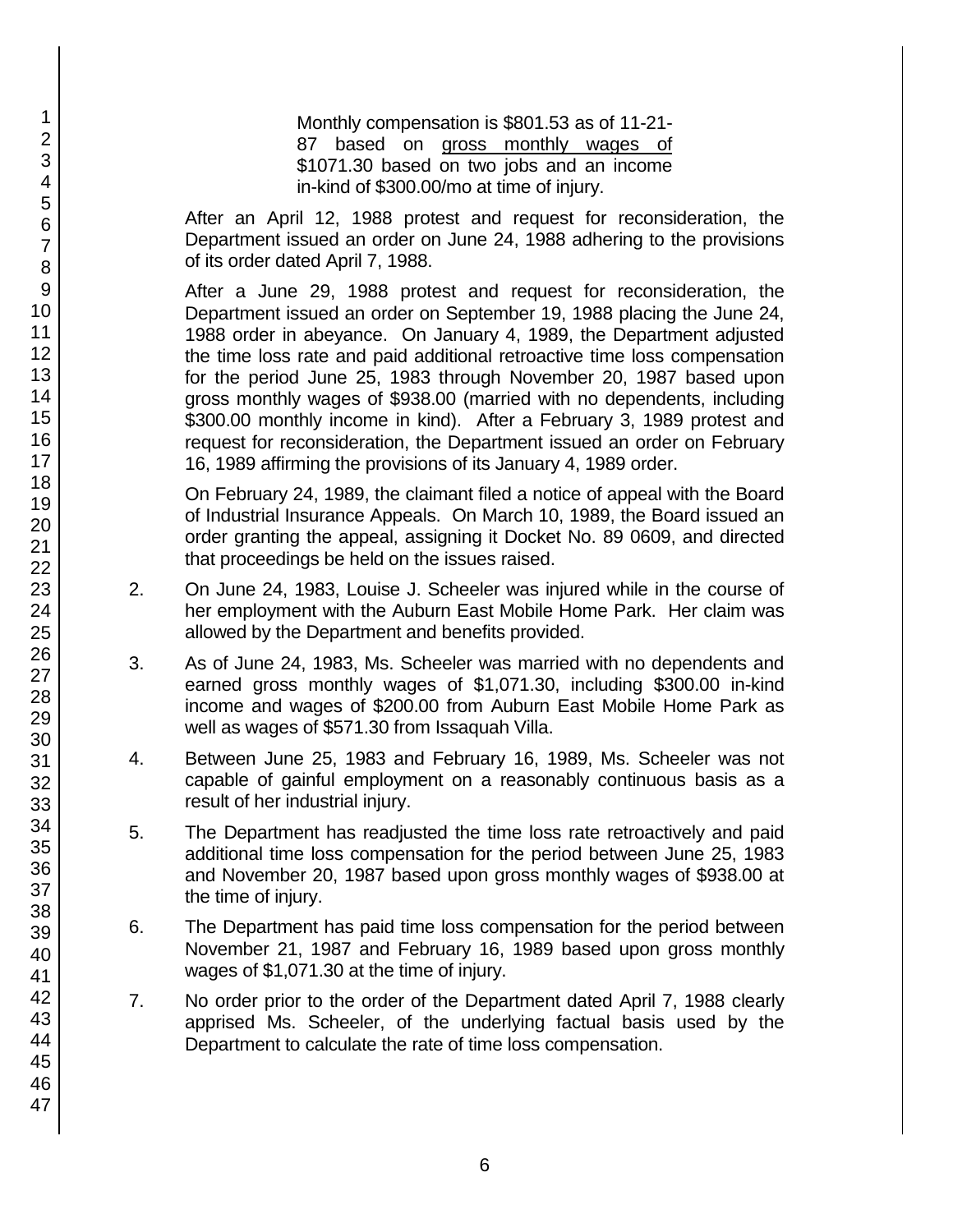> Monthly compensation is $801.53 as of 11-21-87 based on gross monthly wages of $1071.30 based on two jobs and an income in-kind of $300.00/mo at time of injury.

After an April 12, 1988 protest and request for reconsideration, the Department issued an order on June 24, 1988 adhering to the provisions of its order dated April 7, 1988.

After a June 29, 1988 protest and request for reconsideration, the Department issued an order on September 19, 1988 placing the June 24, 1988 order in abeyance. On January 4, 1989, the Department adjusted the time loss rate and paid additional retroactive time loss compensation for the period June 25, 1983 through November 20, 1987 based upon gross monthly wages of $938.00 (married with no dependents, including $300.00 monthly income in kind). After a February 3, 1989 protest and request for reconsideration, the Department issued an order on February 16, 1989 affirming the provisions of its January 4, 1989 order.

On February 24, 1989, the claimant filed a notice of appeal with the Board of Industrial Insurance Appeals. On March 10, 1989, the Board issued an order granting the appeal, assigning it Docket No. 89 0609, and directed that proceedings be held on the issues raised.

2. On June 24, 1983, Louise J. Scheeler was injured while in the course of her employment with the Auburn East Mobile Home Park. Her claim was allowed by the Department and benefits provided.

3. As of June 24, 1983, Ms. Scheeler was married with no dependents and earned gross monthly wages of $1,071.30, including $300.00 in-kind income and wages of $200.00 from Auburn East Mobile Home Park as well as wages of $571.30 from Issaquah Villa.

4. Between June 25, 1983 and February 16, 1989, Ms. Scheeler was not capable of gainful employment on a reasonably continuous basis as a result of her industrial injury.

5. The Department has readjusted the time loss rate retroactively and paid additional time loss compensation for the period between June 25, 1983 and November 20, 1987 based upon gross monthly wages of $938.00 at the time of injury.

6. The Department has paid time loss compensation for the period between November 21, 1987 and February 16, 1989 based upon gross monthly wages of $1,071.30 at the time of injury.

7. No order prior to the order of the Department dated April 7, 1988 clearly apprised Ms. Scheeler, of the underlying factual basis used by the Department to calculate the rate of time loss compensation.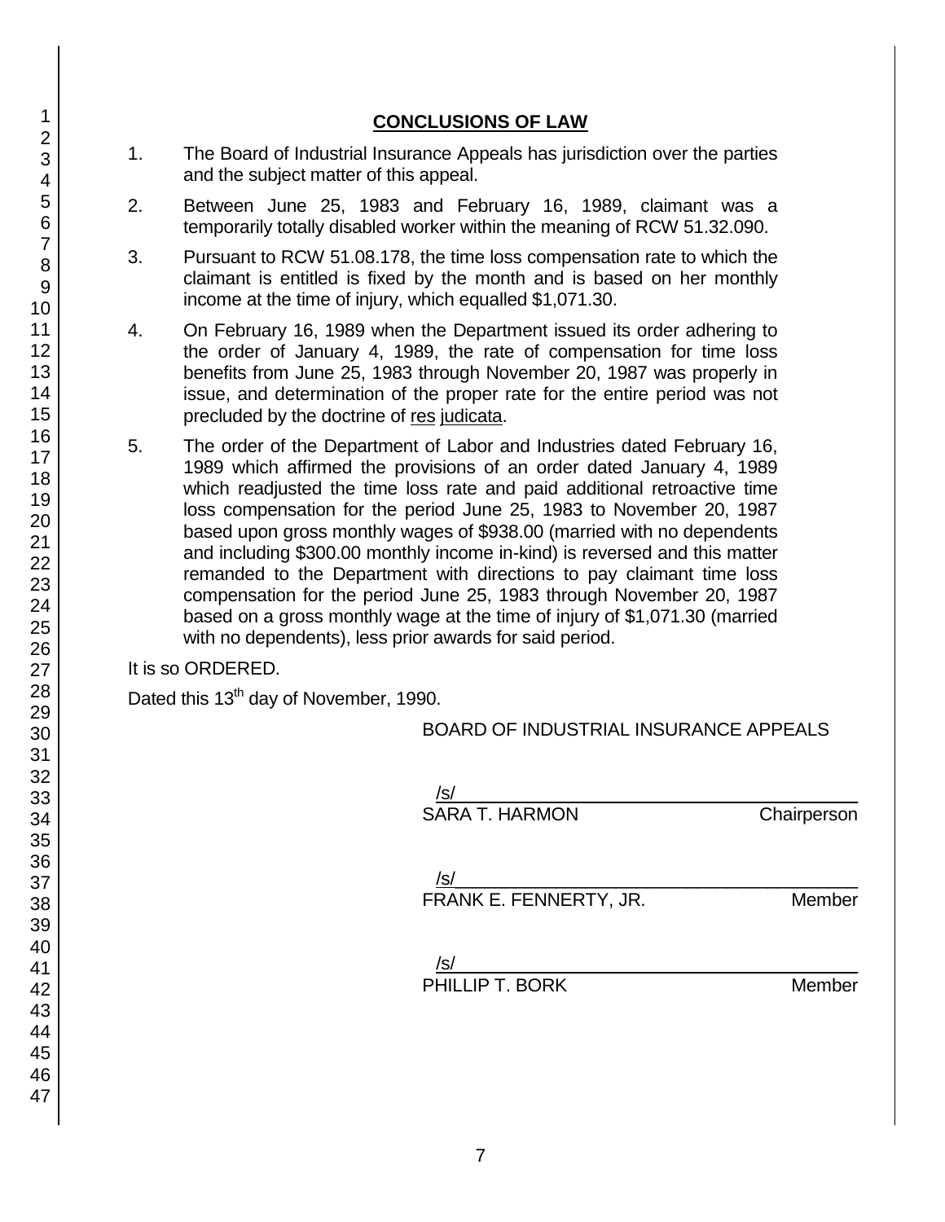## CONCLUSIONS OF LAW

1. The Board of Industrial Insurance Appeals has jurisdiction over the parties and the subject matter of this appeal.

2. Between June 25, 1983 and February 16, 1989, claimant was a temporarily totally disabled worker within the meaning of RCW 51.32.090.

3. Pursuant to RCW 51.08.178, the time loss compensation rate to which the claimant is entitled is fixed by the month and is based on her monthly income at the time of injury, which equalled $1,071.30.

4. On February 16, 1989 when the Department issued its order adhering to the order of January 4, 1989, the rate of compensation for time loss benefits from June 25, 1983 through November 20, 1987 was properly in issue, and determination of the proper rate for the entire period was not precluded by the doctrine of res judicata.

5. The order of the Department of Labor and Industries dated February 16, 1989 which affirmed the provisions of an order dated January 4, 1989 which readjusted the time loss rate and paid additional retroactive time loss compensation for the period June 25, 1983 to November 20, 1987 based upon gross monthly wages of $938.00 (married with no dependents and including $300.00 monthly income in-kind) is reversed and this matter remanded to the Department with directions to pay claimant time loss compensation for the period June 25, 1983 through November 20, 1987 based on a gross monthly wage at the time of injury of $1,071.30 (married with no dependents), less prior awards for said period.

It is so ORDERED.

Dated this 13th day of November, 1990.

BOARD OF INDUSTRIAL INSURANCE APPEALS

/s/
SARA T. HARMON — Chairperson

/s/
FRANK E. FENNERTY, JR. — Member

/s/
PHILLIP T. BORK — Member